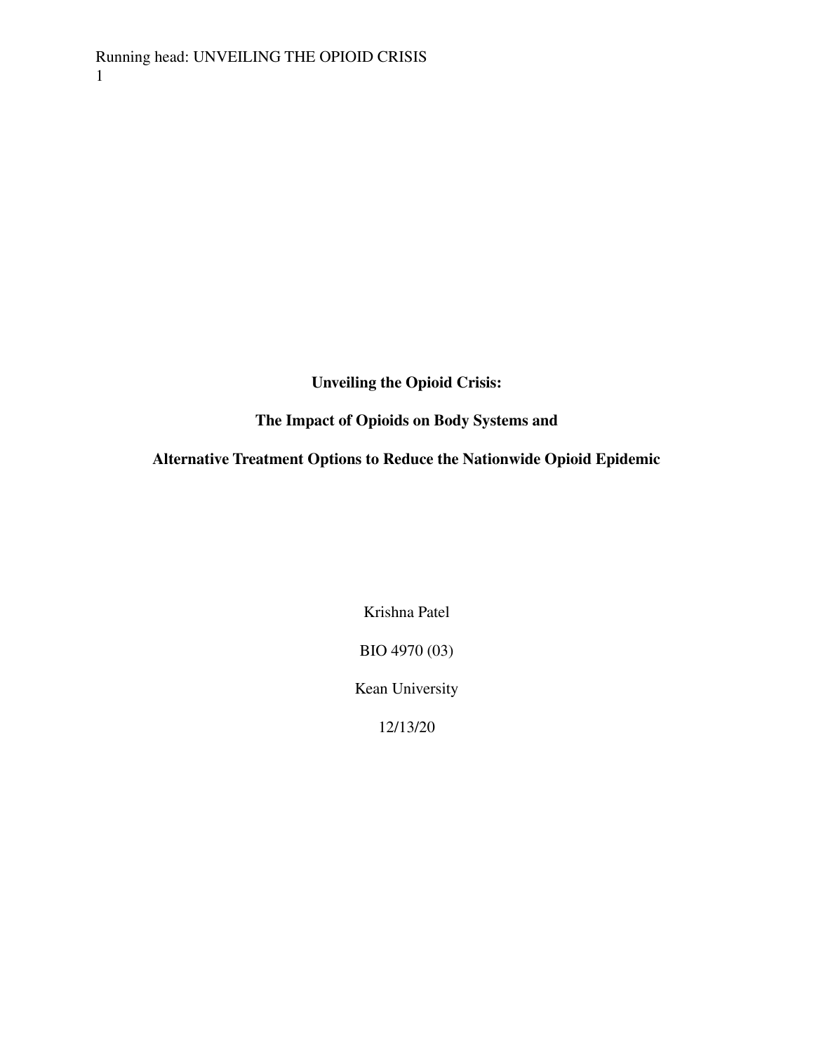**Unveiling the Opioid Crisis:**

**The Impact of Opioids on Body Systems and**

**Alternative Treatment Options to Reduce the Nationwide Opioid Epidemic**

Krishna Patel

BIO 4970 (03)

Kean University

12/13/20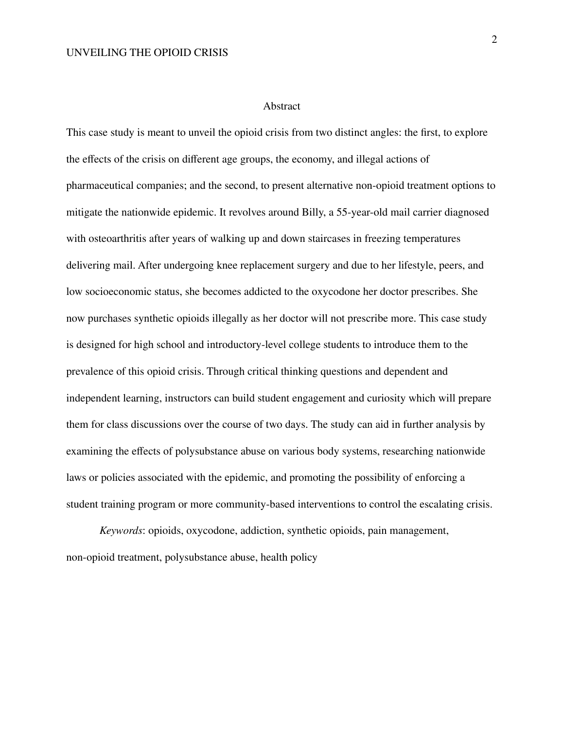## Abstract

This case study is meant to unveil the opioid crisis from two distinct angles: the first, to explore the effects of the crisis on different age groups, the economy, and illegal actions of pharmaceutical companies; and the second, to present alternative non-opioid treatment options to mitigate the nationwide epidemic. It revolves around Billy, a 55-year-old mail carrier diagnosed with osteoarthritis after years of walking up and down staircases in freezing temperatures delivering mail. After undergoing knee replacement surgery and due to her lifestyle, peers, and low socioeconomic status, she becomes addicted to the oxycodone her doctor prescribes. She now purchases synthetic opioids illegally as her doctor will not prescribe more. This case study is designed for high school and introductory-level college students to introduce them to the prevalence of this opioid crisis. Through critical thinking questions and dependent and independent learning, instructors can build student engagement and curiosity which will prepare them for class discussions over the course of two days. The study can aid in further analysis by examining the effects of polysubstance abuse on various body systems, researching nationwide laws or policies associated with the epidemic, and promoting the possibility of enforcing a student training program or more community-based interventions to control the escalating crisis.

*Keywords*: opioids, oxycodone, addiction, synthetic opioids, pain management, non-opioid treatment, polysubstance abuse, health policy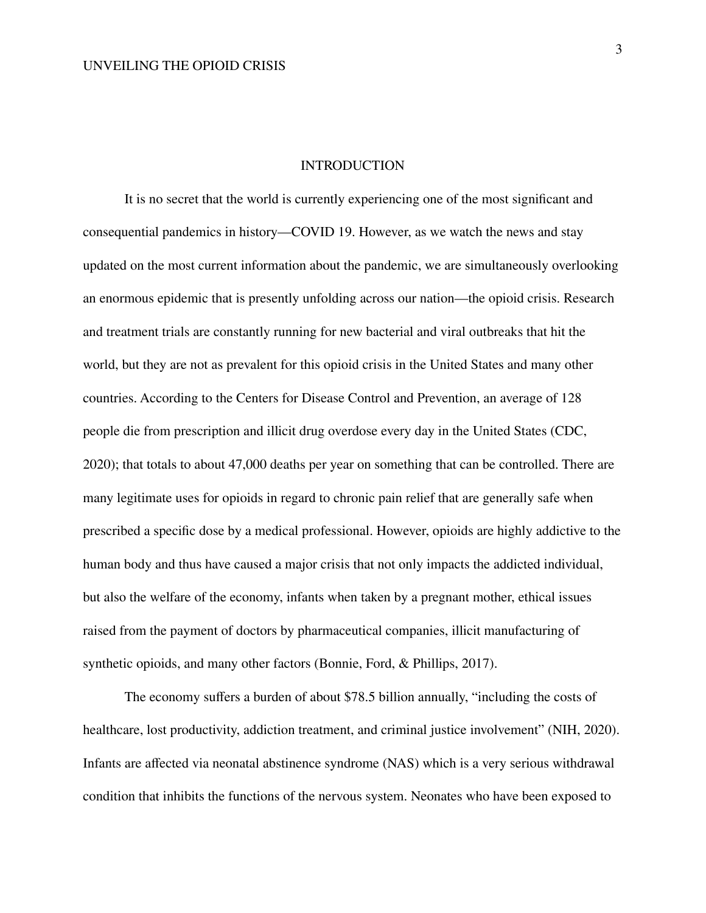# INTRODUCTION

It is no secret that the world is currently experiencing one of the most significant and consequential pandemics in history—COVID 19. However, as we watch the news and stay updated on the most current information about the pandemic, we are simultaneously overlooking an enormous epidemic that is presently unfolding across our nation—the opioid crisis. Research and treatment trials are constantly running for new bacterial and viral outbreaks that hit the world, but they are not as prevalent for this opioid crisis in the United States and many other countries. According to the Centers for Disease Control and Prevention, an average of 128 people die from prescription and illicit drug overdose every day in the United States (CDC, 2020); that totals to about 47,000 deaths per year on something that can be controlled. There are many legitimate uses for opioids in regard to chronic pain relief that are generally safe when prescribed a specific dose by a medical professional. However, opioids are highly addictive to the human body and thus have caused a major crisis that not only impacts the addicted individual, but also the welfare of the economy, infants when taken by a pregnant mother, ethical issues raised from the payment of doctors by pharmaceutical companies, illicit manufacturing of synthetic opioids, and many other factors (Bonnie, Ford, & Phillips, 2017).

The economy suffers a burden of about $78.5 billion annually, "including the costs of healthcare, lost productivity, addiction treatment, and criminal justice involvement" (NIH, 2020). Infants are affected via neonatal abstinence syndrome (NAS) which is a very serious withdrawal condition that inhibits the functions of the nervous system. Neonates who have been exposed to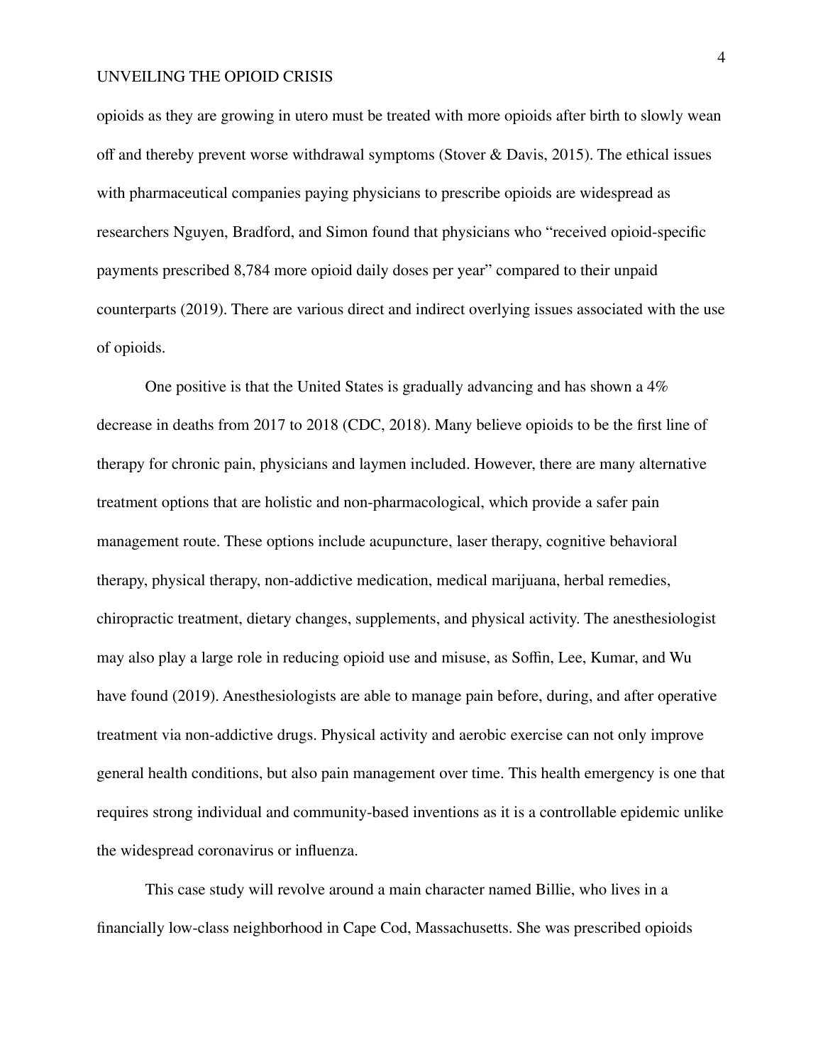opioids as they are growing in utero must be treated with more opioids after birth to slowly wean off and thereby prevent worse withdrawal symptoms (Stover & Davis, 2015). The ethical issues with pharmaceutical companies paying physicians to prescribe opioids are widespread as researchers Nguyen, Bradford, and Simon found that physicians who "received opioid-specific payments prescribed 8,784 more opioid daily doses per year" compared to their unpaid counterparts (2019). There are various direct and indirect overlying issues associated with the use of opioids.

One positive is that the United States is gradually advancing and has shown a 4% decrease in deaths from 2017 to 2018 (CDC, 2018). Many believe opioids to be the first line of therapy for chronic pain, physicians and laymen included. However, there are many alternative treatment options that are holistic and non-pharmacological, which provide a safer pain management route. These options include acupuncture, laser therapy, cognitive behavioral therapy, physical therapy, non-addictive medication, medical marijuana, herbal remedies, chiropractic treatment, dietary changes, supplements, and physical activity. The anesthesiologist may also play a large role in reducing opioid use and misuse, as Soffin, Lee, Kumar, and Wu have found (2019). Anesthesiologists are able to manage pain before, during, and after operative treatment via non-addictive drugs. Physical activity and aerobic exercise can not only improve general health conditions, but also pain management over time. This health emergency is one that requires strong individual and community-based inventions as it is a controllable epidemic unlike the widespread coronavirus or influenza.

This case study will revolve around a main character named Billie, who lives in a financially low-class neighborhood in Cape Cod, Massachusetts. She was prescribed opioids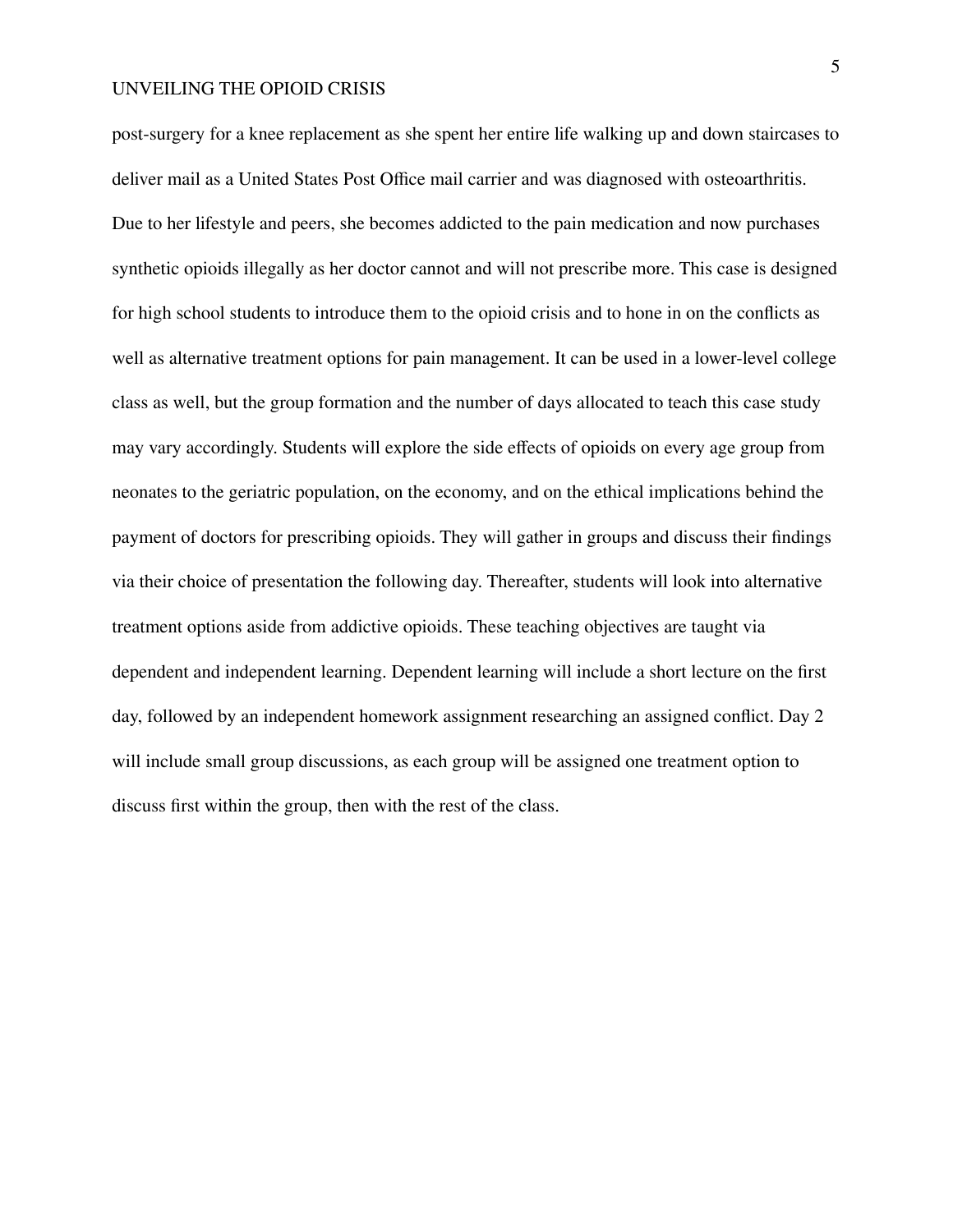post-surgery for a knee replacement as she spent her entire life walking up and down staircases to deliver mail as a United States Post Office mail carrier and was diagnosed with osteoarthritis. Due to her lifestyle and peers, she becomes addicted to the pain medication and now purchases synthetic opioids illegally as her doctor cannot and will not prescribe more. This case is designed for high school students to introduce them to the opioid crisis and to hone in on the conflicts as well as alternative treatment options for pain management. It can be used in a lower-level college class as well, but the group formation and the number of days allocated to teach this case study may vary accordingly. Students will explore the side effects of opioids on every age group from neonates to the geriatric population, on the economy, and on the ethical implications behind the payment of doctors for prescribing opioids. They will gather in groups and discuss their findings via their choice of presentation the following day. Thereafter, students will look into alternative treatment options aside from addictive opioids. These teaching objectives are taught via dependent and independent learning. Dependent learning will include a short lecture on the first day, followed by an independent homework assignment researching an assigned conflict. Day 2 will include small group discussions, as each group will be assigned one treatment option to discuss first within the group, then with the rest of the class.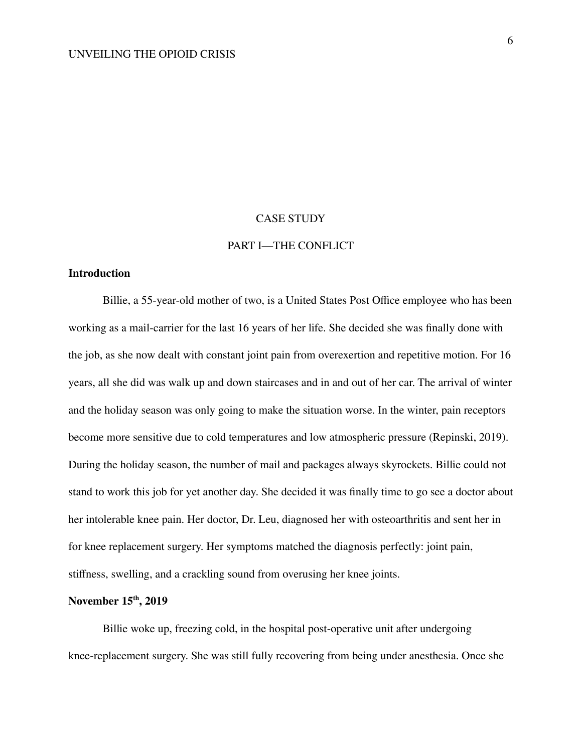# CASE STUDY

## PART I—THE CONFLICT

### Introduction

Billie, a 55-year-old mother of two, is a United States Post Office employee who has been working as a mail-carrier for the last 16 years of her life. She decided she was finally done with the job, as she now dealt with constant joint pain from overexertion and repetitive motion. For 16 years, all she did was walk up and down staircases and in and out of her car. The arrival of winter and the holiday season was only going to make the situation worse. In the winter, pain receptors become more sensitive due to cold temperatures and low atmospheric pressure (Repinski, 2019). During the holiday season, the number of mail and packages always skyrockets. Billie could not stand to work this job for yet another day. She decided it was finally time to go see a doctor about her intolerable knee pain. Her doctor, Dr. Leu, diagnosed her with osteoarthritis and sent her in for knee replacement surgery. Her symptoms matched the diagnosis perfectly: joint pain, stiffness, swelling, and a crackling sound from overusing her knee joints.

### November 15th, 2019

Billie woke up, freezing cold, in the hospital post-operative unit after undergoing knee-replacement surgery. She was still fully recovering from being under anesthesia. Once she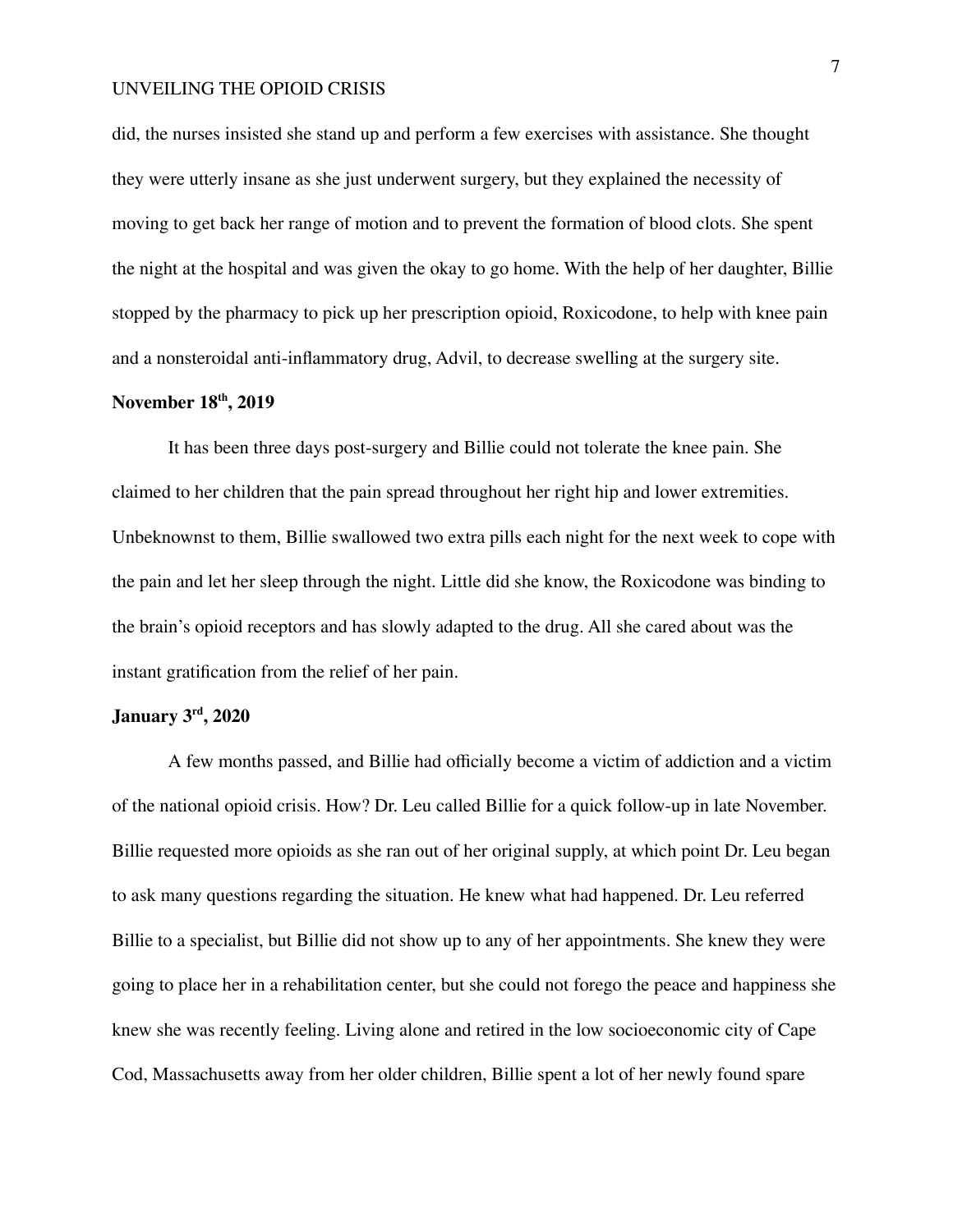did, the nurses insisted she stand up and perform a few exercises with assistance. She thought they were utterly insane as she just underwent surgery, but they explained the necessity of moving to get back her range of motion and to prevent the formation of blood clots. She spent the night at the hospital and was given the okay to go home. With the help of her daughter, Billie stopped by the pharmacy to pick up her prescription opioid, Roxicodone, to help with knee pain and a nonsteroidal anti-inflammatory drug, Advil, to decrease swelling at the surgery site.

**November 18th, 2019**

It has been three days post-surgery and Billie could not tolerate the knee pain. She claimed to her children that the pain spread throughout her right hip and lower extremities. Unbeknownst to them, Billie swallowed two extra pills each night for the next week to cope with the pain and let her sleep through the night. Little did she know, the Roxicodone was binding to the brain's opioid receptors and has slowly adapted to the drug. All she cared about was the instant gratification from the relief of her pain.

**January 3rd, 2020**

A few months passed, and Billie had officially become a victim of addiction and a victim of the national opioid crisis. How? Dr. Leu called Billie for a quick follow-up in late November. Billie requested more opioids as she ran out of her original supply, at which point Dr. Leu began to ask many questions regarding the situation. He knew what had happened. Dr. Leu referred Billie to a specialist, but Billie did not show up to any of her appointments. She knew they were going to place her in a rehabilitation center, but she could not forego the peace and happiness she knew she was recently feeling. Living alone and retired in the low socioeconomic city of Cape Cod, Massachusetts away from her older children, Billie spent a lot of her newly found spare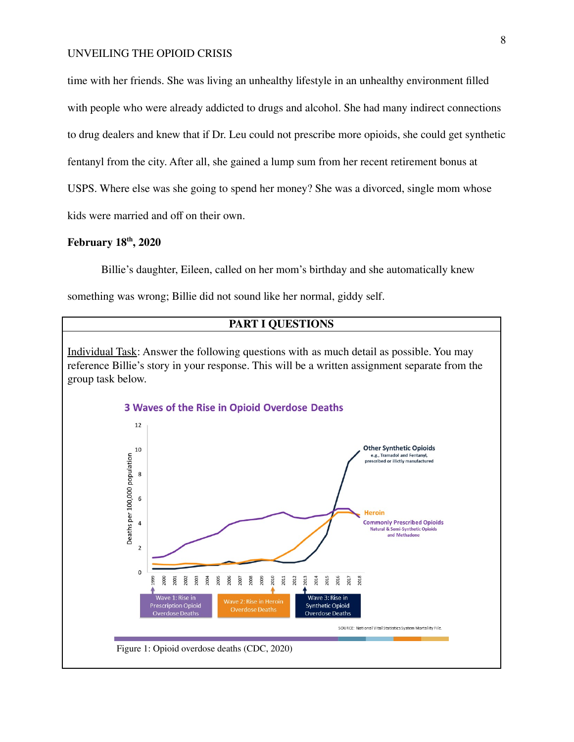time with her friends. She was living an unhealthy lifestyle in an unhealthy environment filled with people who were already addicted to drugs and alcohol. She had many indirect connections to drug dealers and knew that if Dr. Leu could not prescribe more opioids, she could get synthetic fentanyl from the city. After all, she gained a lump sum from her recent retirement bonus at USPS. Where else was she going to spend her money? She was a divorced, single mom whose kids were married and off on their own.

**February 18th, 2020**

Billie's daughter, Eileen, called on her mom's birthday and she automatically knew something was wrong; Billie did not sound like her normal, giddy self.

## PART I QUESTIONS

Individual Task: Answer the following questions with as much detail as possible. You may reference Billie's story in your response. This will be a written assignment separate from the group task below.

Figure 1: Opioid overdose deaths (CDC, 2020)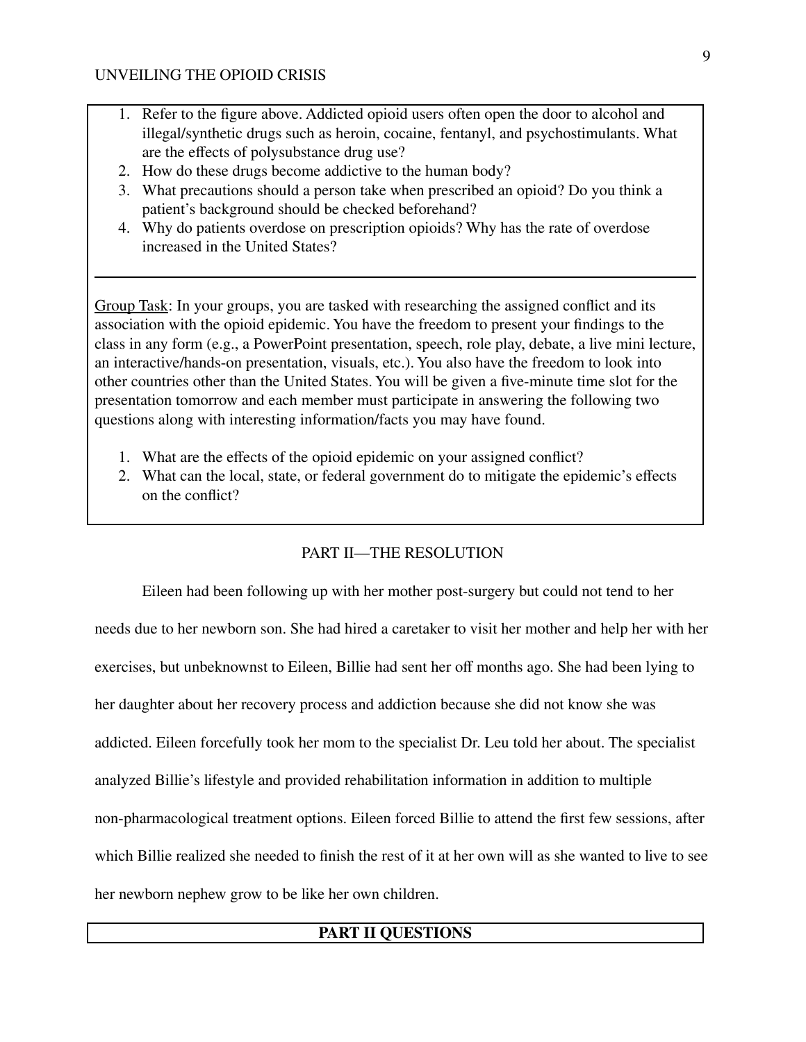1. Refer to the figure above. Addicted opioid users often open the door to alcohol and illegal/synthetic drugs such as heroin, cocaine, fentanyl, and psychostimulants. What are the effects of polysubstance drug use?
2. How do these drugs become addictive to the human body?
3. What precautions should a person take when prescribed an opioid? Do you think a patient's background should be checked beforehand?
4. Why do patients overdose on prescription opioids? Why has the rate of overdose increased in the United States?

---

<u>Group Task</u>: In your groups, you are tasked with researching the assigned conflict and its association with the opioid epidemic. You have the freedom to present your findings to the class in any form (e.g., a PowerPoint presentation, speech, role play, debate, a live mini lecture, an interactive/hands-on presentation, visuals, etc.). You also have the freedom to look into other countries other than the United States. You will be given a five-minute time slot for the presentation tomorrow and each member must participate in answering the following two questions along with interesting information/facts you may have found.

1. What are the effects of the opioid epidemic on your assigned conflict?
2. What can the local, state, or federal government do to mitigate the epidemic's effects on the conflict?

## PART II—THE RESOLUTION

Eileen had been following up with her mother post-surgery but could not tend to her needs due to her newborn son. She had hired a caretaker to visit her mother and help her with her exercises, but unbeknownst to Eileen, Billie had sent her off months ago. She had been lying to her daughter about her recovery process and addiction because she did not know she was addicted. Eileen forcefully took her mom to the specialist Dr. Leu told her about. The specialist analyzed Billie's lifestyle and provided rehabilitation information in addition to multiple non-pharmacological treatment options. Eileen forced Billie to attend the first few sessions, after which Billie realized she needed to finish the rest of it at her own will as she wanted to live to see her newborn nephew grow to be like her own children.

**PART II QUESTIONS**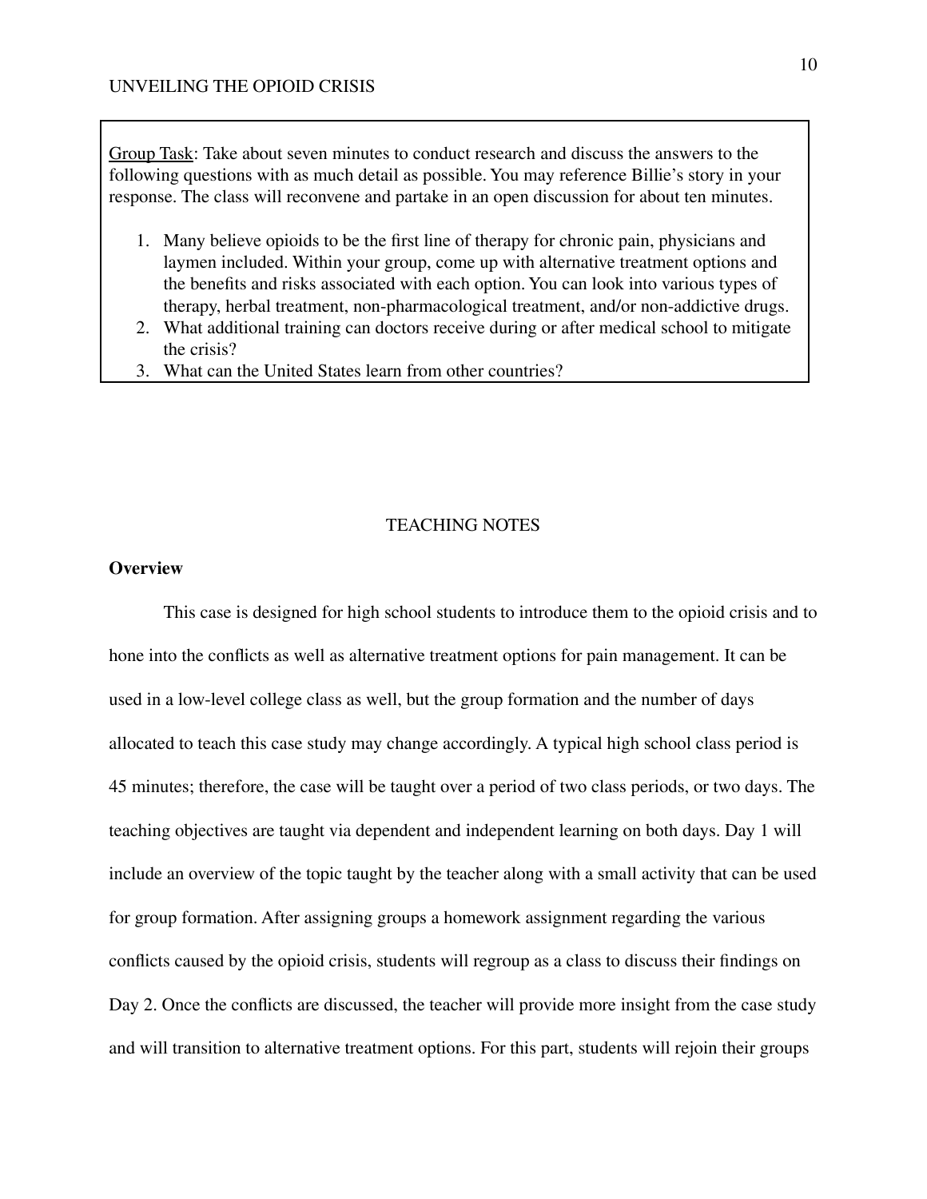<u>Group Task</u>: Take about seven minutes to conduct research and discuss the answers to the following questions with as much detail as possible. You may reference Billie's story in your response. The class will reconvene and partake in an open discussion for about ten minutes.

1. Many believe opioids to be the first line of therapy for chronic pain, physicians and laymen included. Within your group, come up with alternative treatment options and the benefits and risks associated with each option. You can look into various types of therapy, herbal treatment, non-pharmacological treatment, and/or non-addictive drugs.
2. What additional training can doctors receive during or after medical school to mitigate the crisis?
3. What can the United States learn from other countries?

## TEACHING NOTES

### Overview

This case is designed for high school students to introduce them to the opioid crisis and to hone into the conflicts as well as alternative treatment options for pain management. It can be used in a low-level college class as well, but the group formation and the number of days allocated to teach this case study may change accordingly. A typical high school class period is 45 minutes; therefore, the case will be taught over a period of two class periods, or two days. The teaching objectives are taught via dependent and independent learning on both days. Day 1 will include an overview of the topic taught by the teacher along with a small activity that can be used for group formation. After assigning groups a homework assignment regarding the various conflicts caused by the opioid crisis, students will regroup as a class to discuss their findings on Day 2. Once the conflicts are discussed, the teacher will provide more insight from the case study and will transition to alternative treatment options. For this part, students will rejoin their groups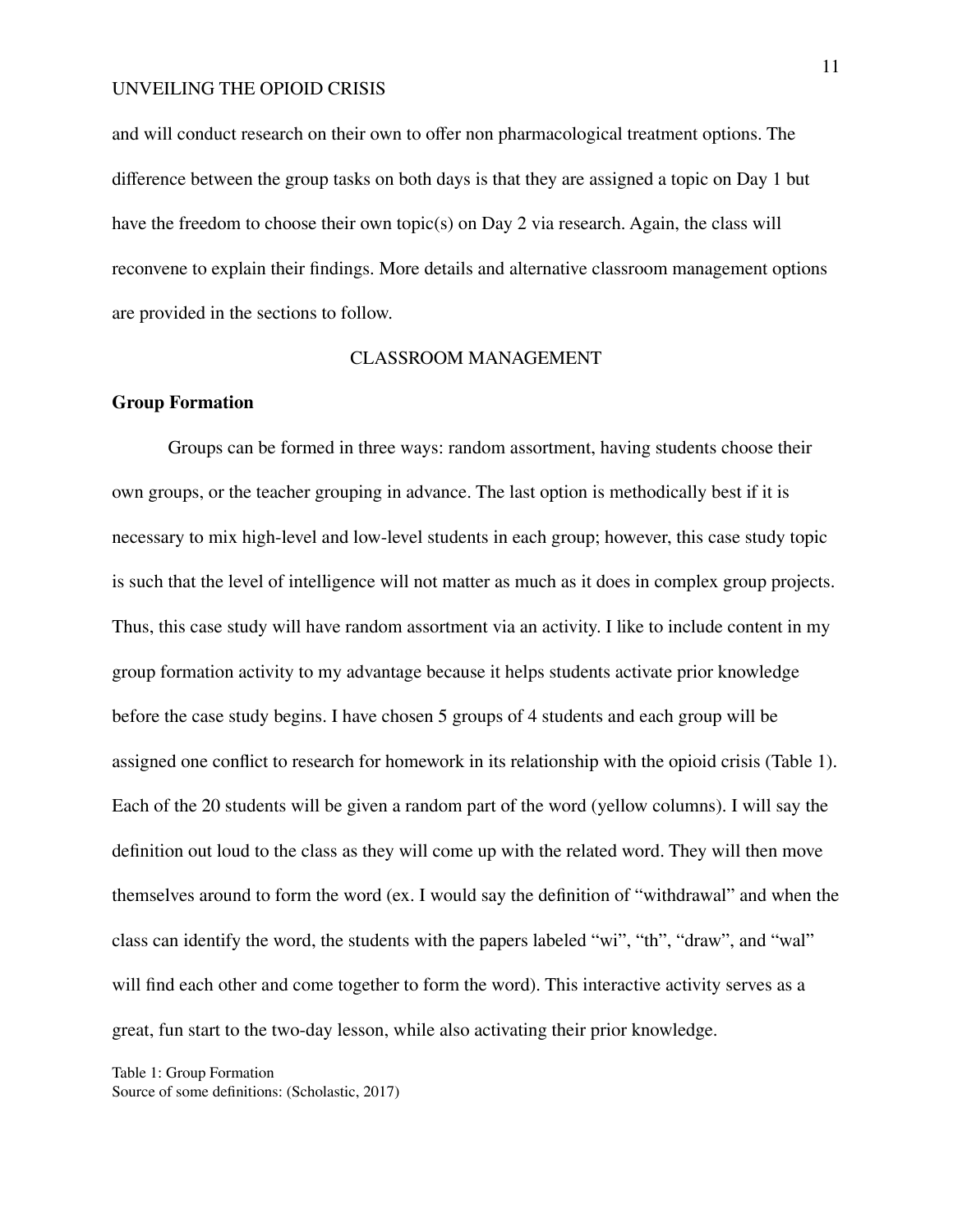and will conduct research on their own to offer non pharmacological treatment options. The difference between the group tasks on both days is that they are assigned a topic on Day 1 but have the freedom to choose their own topic(s) on Day 2 via research. Again, the class will reconvene to explain their findings. More details and alternative classroom management options are provided in the sections to follow.

## CLASSROOM MANAGEMENT

### Group Formation

Groups can be formed in three ways: random assortment, having students choose their own groups, or the teacher grouping in advance. The last option is methodically best if it is necessary to mix high-level and low-level students in each group; however, this case study topic is such that the level of intelligence will not matter as much as it does in complex group projects. Thus, this case study will have random assortment via an activity. I like to include content in my group formation activity to my advantage because it helps students activate prior knowledge before the case study begins. I have chosen 5 groups of 4 students and each group will be assigned one conflict to research for homework in its relationship with the opioid crisis (Table 1). Each of the 20 students will be given a random part of the word (yellow columns). I will say the definition out loud to the class as they will come up with the related word. They will then move themselves around to form the word (ex. I would say the definition of "withdrawal" and when the class can identify the word, the students with the papers labeled "wi", "th", "draw", and "wal" will find each other and come together to form the word). This interactive activity serves as a great, fun start to the two-day lesson, while also activating their prior knowledge.

Table 1: Group Formation
Source of some definitions: (Scholastic, 2017)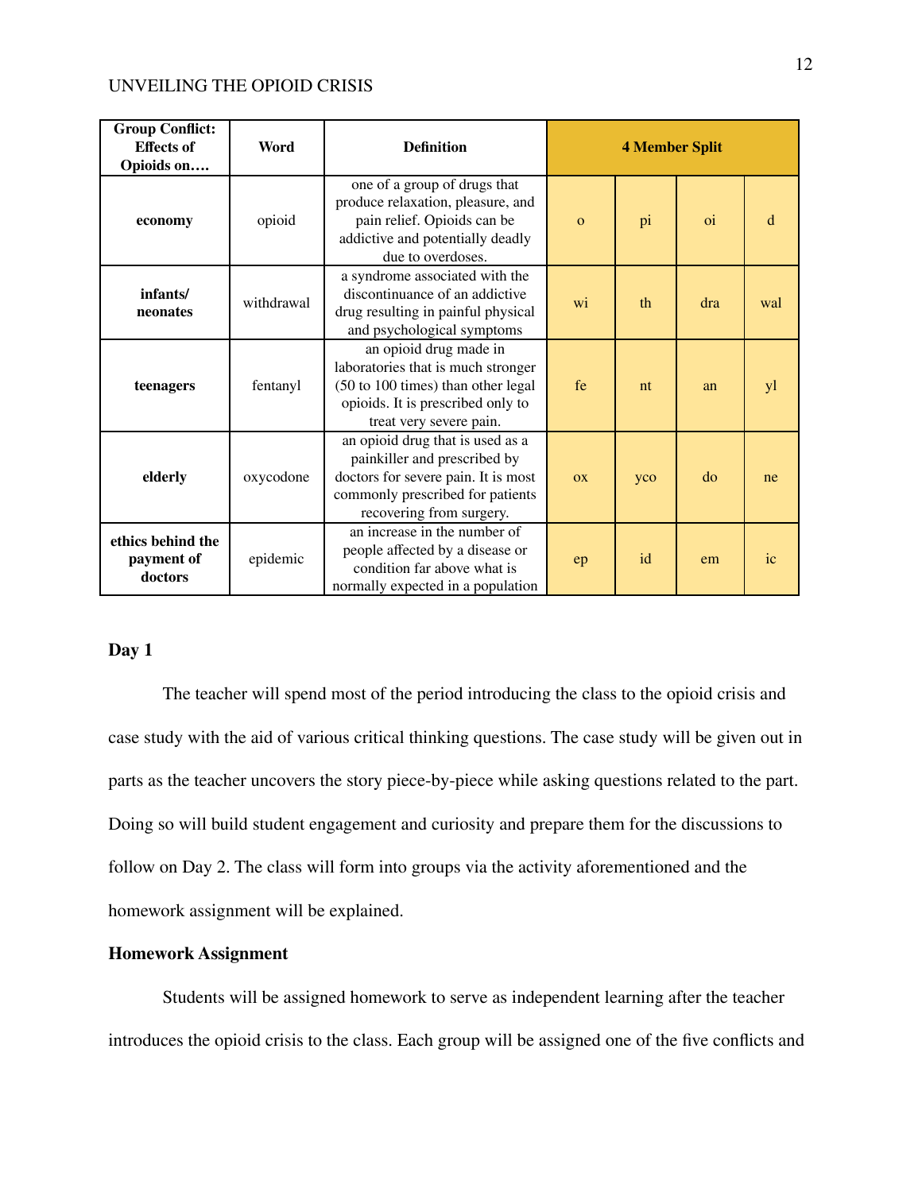| Group Conflict: Effects of Opioids on…. | Word | Definition | 4 Member Split | | | |
|---|---|---|---|---|---|---|
| economy | opioid | one of a group of drugs that produce relaxation, pleasure, and pain relief. Opioids can be addictive and potentially deadly due to overdoses. | o | pi | oi | d |
| infants/ neonates | withdrawal | a syndrome associated with the discontinuance of an addictive drug resulting in painful physical and psychological symptoms | wi | th | dra | wal |
| teenagers | fentanyl | an opioid drug made in laboratories that is much stronger (50 to 100 times) than other legal opioids. It is prescribed only to treat very severe pain. | fe | nt | an | yl |
| elderly | oxycodone | an opioid drug that is used as a painkiller and prescribed by doctors for severe pain. It is most commonly prescribed for patients recovering from surgery. | ox | yco | do | ne |
| ethics behind the payment of doctors | epidemic | an increase in the number of people affected by a disease or condition far above what is normally expected in a population | ep | id | em | ic |

**Day 1**

The teacher will spend most of the period introducing the class to the opioid crisis and case study with the aid of various critical thinking questions. The case study will be given out in parts as the teacher uncovers the story piece-by-piece while asking questions related to the part. Doing so will build student engagement and curiosity and prepare them for the discussions to follow on Day 2. The class will form into groups via the activity aforementioned and the homework assignment will be explained.

**Homework Assignment**

Students will be assigned homework to serve as independent learning after the teacher introduces the opioid crisis to the class. Each group will be assigned one of the five conflicts and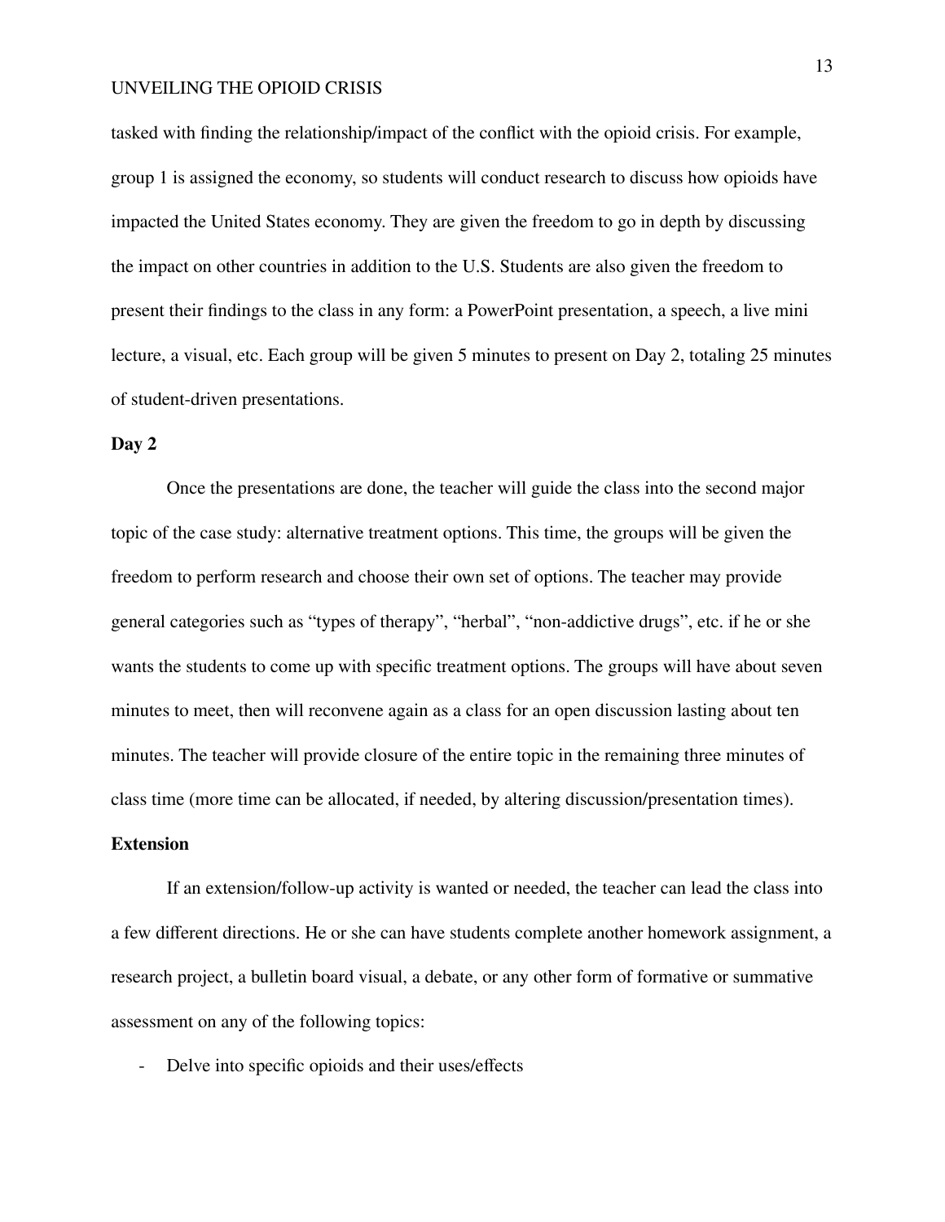tasked with finding the relationship/impact of the conflict with the opioid crisis. For example, group 1 is assigned the economy, so students will conduct research to discuss how opioids have impacted the United States economy. They are given the freedom to go in depth by discussing the impact on other countries in addition to the U.S. Students are also given the freedom to present their findings to the class in any form: a PowerPoint presentation, a speech, a live mini lecture, a visual, etc. Each group will be given 5 minutes to present on Day 2, totaling 25 minutes of student-driven presentations.

**Day 2**

Once the presentations are done, the teacher will guide the class into the second major topic of the case study: alternative treatment options. This time, the groups will be given the freedom to perform research and choose their own set of options. The teacher may provide general categories such as "types of therapy", "herbal", "non-addictive drugs", etc. if he or she wants the students to come up with specific treatment options. The groups will have about seven minutes to meet, then will reconvene again as a class for an open discussion lasting about ten minutes. The teacher will provide closure of the entire topic in the remaining three minutes of class time (more time can be allocated, if needed, by altering discussion/presentation times).

**Extension**

If an extension/follow-up activity is wanted or needed, the teacher can lead the class into a few different directions. He or she can have students complete another homework assignment, a research project, a bulletin board visual, a debate, or any other form of formative or summative assessment on any of the following topics:

- Delve into specific opioids and their uses/effects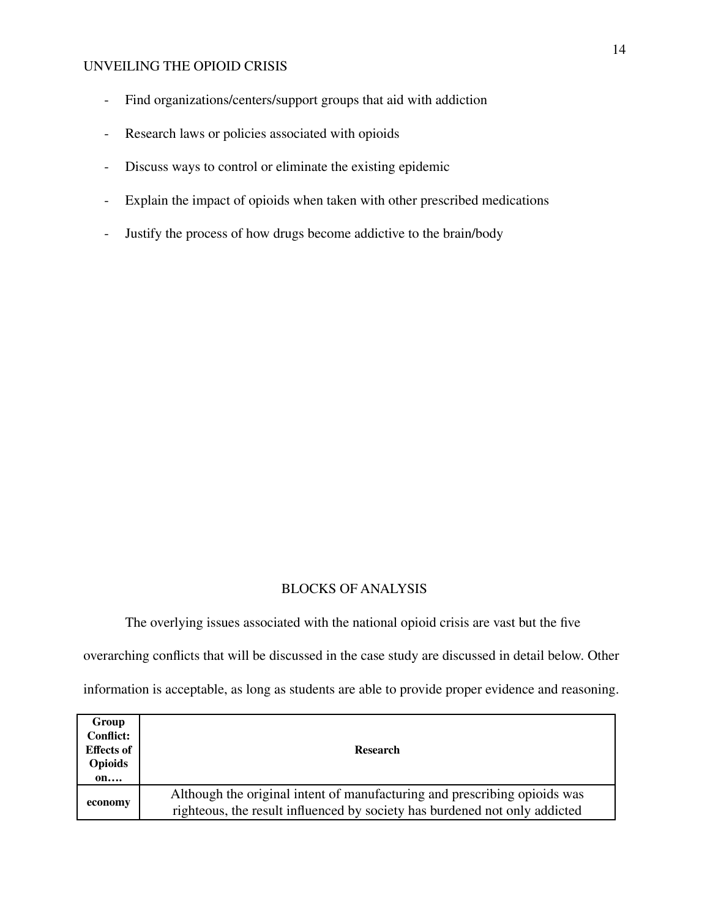- Find organizations/centers/support groups that aid with addiction
- Research laws or policies associated with opioids
- Discuss ways to control or eliminate the existing epidemic
- Explain the impact of opioids when taken with other prescribed medications
- Justify the process of how drugs become addictive to the brain/body

## BLOCKS OF ANALYSIS

The overlying issues associated with the national opioid crisis are vast but the five overarching conflicts that will be discussed in the case study are discussed in detail below. Other information is acceptable, as long as students are able to provide proper evidence and reasoning.

| **Group Conflict: Effects of Opioids on….** | **Research** |
|---|---|
| **economy** | Although the original intent of manufacturing and prescribing opioids was righteous, the result influenced by society has burdened not only addicted |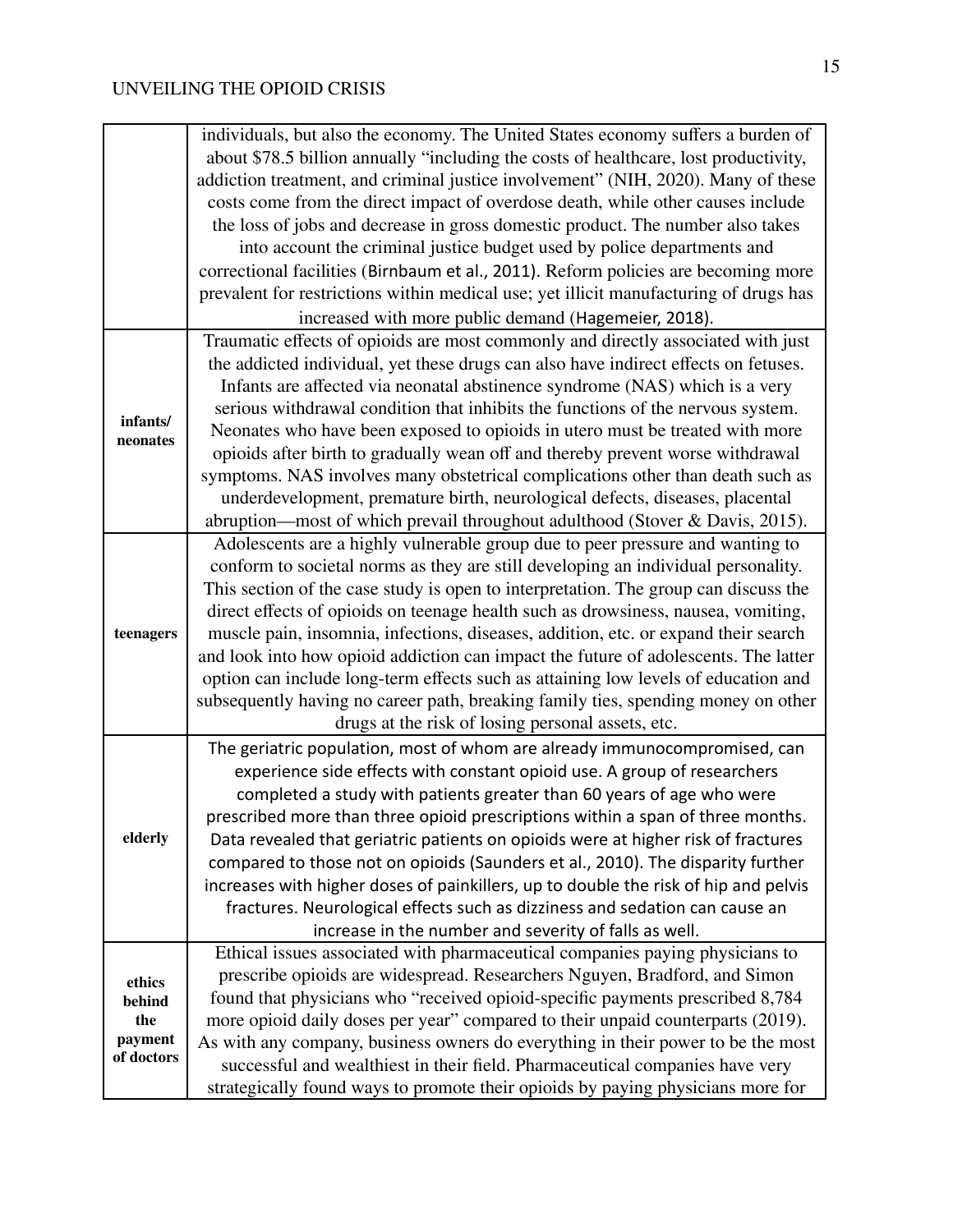| | |
|---|---|
| | individuals, but also the economy. The United States economy suffers a burden of about $78.5 billion annually "including the costs of healthcare, lost productivity, addiction treatment, and criminal justice involvement" (NIH, 2020). Many of these costs come from the direct impact of overdose death, while other causes include the loss of jobs and decrease in gross domestic product. The number also takes into account the criminal justice budget used by police departments and correctional facilities (Birnbaum et al., 2011). Reform policies are becoming more prevalent for restrictions within medical use; yet illicit manufacturing of drugs has increased with more public demand (Hagemeier, 2018). |
| **infants/ neonates** | Traumatic effects of opioids are most commonly and directly associated with just the addicted individual, yet these drugs can also have indirect effects on fetuses. Infants are affected via neonatal abstinence syndrome (NAS) which is a very serious withdrawal condition that inhibits the functions of the nervous system. Neonates who have been exposed to opioids in utero must be treated with more opioids after birth to gradually wean off and thereby prevent worse withdrawal symptoms. NAS involves many obstetrical complications other than death such as underdevelopment, premature birth, neurological defects, diseases, placental abruption—most of which prevail throughout adulthood (Stover & Davis, 2015). |
| **teenagers** | Adolescents are a highly vulnerable group due to peer pressure and wanting to conform to societal norms as they are still developing an individual personality. This section of the case study is open to interpretation. The group can discuss the direct effects of opioids on teenage health such as drowsiness, nausea, vomiting, muscle pain, insomnia, infections, diseases, addition, etc. or expand their search and look into how opioid addiction can impact the future of adolescents. The latter option can include long-term effects such as attaining low levels of education and subsequently having no career path, breaking family ties, spending money on other drugs at the risk of losing personal assets, etc. |
| **elderly** | The geriatric population, most of whom are already immunocompromised, can experience side effects with constant opioid use. A group of researchers completed a study with patients greater than 60 years of age who were prescribed more than three opioid prescriptions within a span of three months. Data revealed that geriatric patients on opioids were at higher risk of fractures compared to those not on opioids (Saunders et al., 2010). The disparity further increases with higher doses of painkillers, up to double the risk of hip and pelvis fractures. Neurological effects such as dizziness and sedation can cause an increase in the number and severity of falls as well. |
| **ethics behind the payment of doctors** | Ethical issues associated with pharmaceutical companies paying physicians to prescribe opioids are widespread. Researchers Nguyen, Bradford, and Simon found that physicians who "received opioid-specific payments prescribed 8,784 more opioid daily doses per year" compared to their unpaid counterparts (2019). As with any company, business owners do everything in their power to be the most successful and wealthiest in their field. Pharmaceutical companies have very strategically found ways to promote their opioids by paying physicians more for |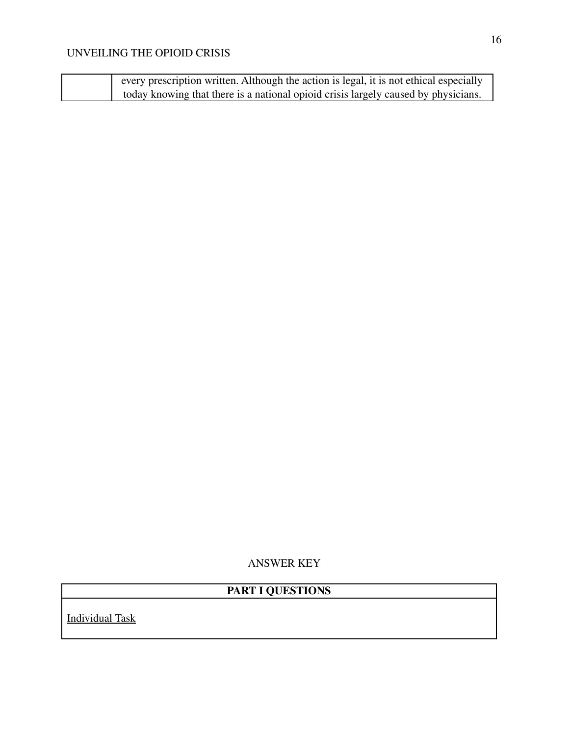|  | every prescription written. Although the action is legal, it is not ethical especially today knowing that there is a national opioid crisis largely caused by physicians. |
|---|---|

ANSWER KEY

| **PART I QUESTIONS** |
|---|
| Individual Task |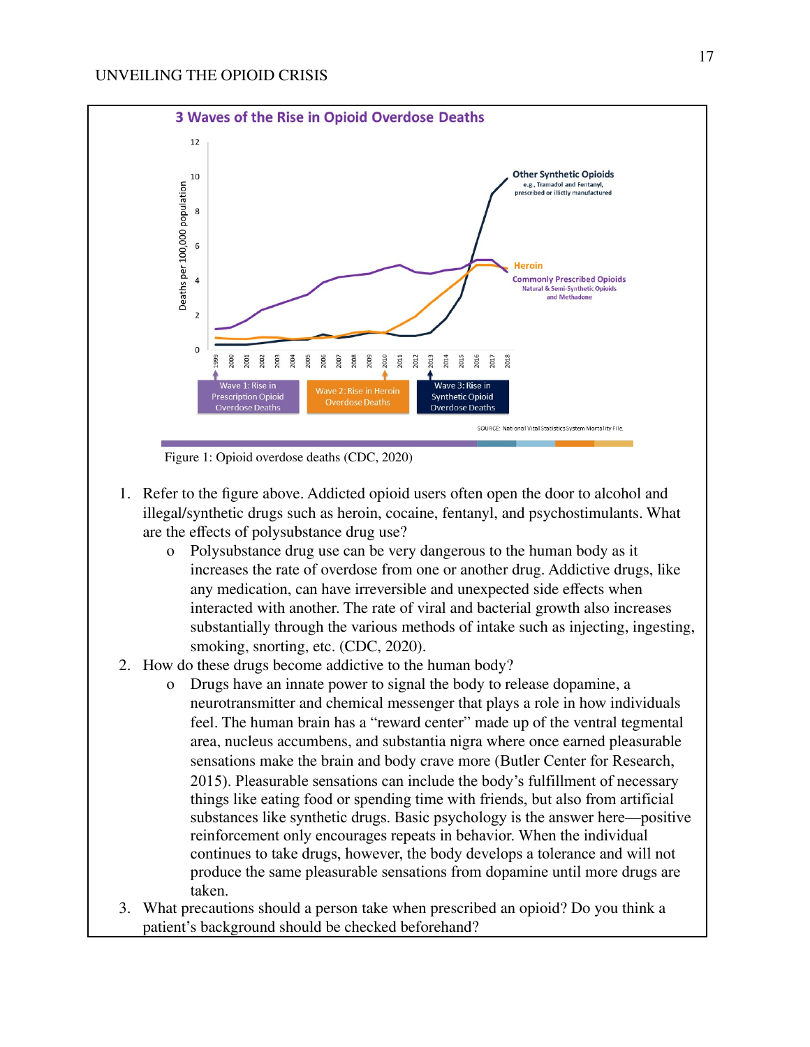Figure 1: Opioid overdose deaths (CDC, 2020)

1. Refer to the figure above. Addicted opioid users often open the door to alcohol and illegal/synthetic drugs such as heroin, cocaine, fentanyl, and psychostimulants. What are the effects of polysubstance drug use?
   - Polysubstance drug use can be very dangerous to the human body as it increases the rate of overdose from one or another drug. Addictive drugs, like any medication, can have irreversible and unexpected side effects when interacted with another. The rate of viral and bacterial growth also increases substantially through the various methods of intake such as injecting, ingesting, smoking, snorting, etc. (CDC, 2020).
2. How do these drugs become addictive to the human body?
   - Drugs have an innate power to signal the body to release dopamine, a neurotransmitter and chemical messenger that plays a role in how individuals feel. The human brain has a "reward center" made up of the ventral tegmental area, nucleus accumbens, and substantia nigra where once earned pleasurable sensations make the brain and body crave more (Butler Center for Research, 2015). Pleasurable sensations can include the body's fulfillment of necessary things like eating food or spending time with friends, but also from artificial substances like synthetic drugs. Basic psychology is the answer here—positive reinforcement only encourages repeats in behavior. When the individual continues to take drugs, however, the body develops a tolerance and will not produce the same pleasurable sensations from dopamine until more drugs are taken.
3. What precautions should a person take when prescribed an opioid? Do you think a patient's background should be checked beforehand?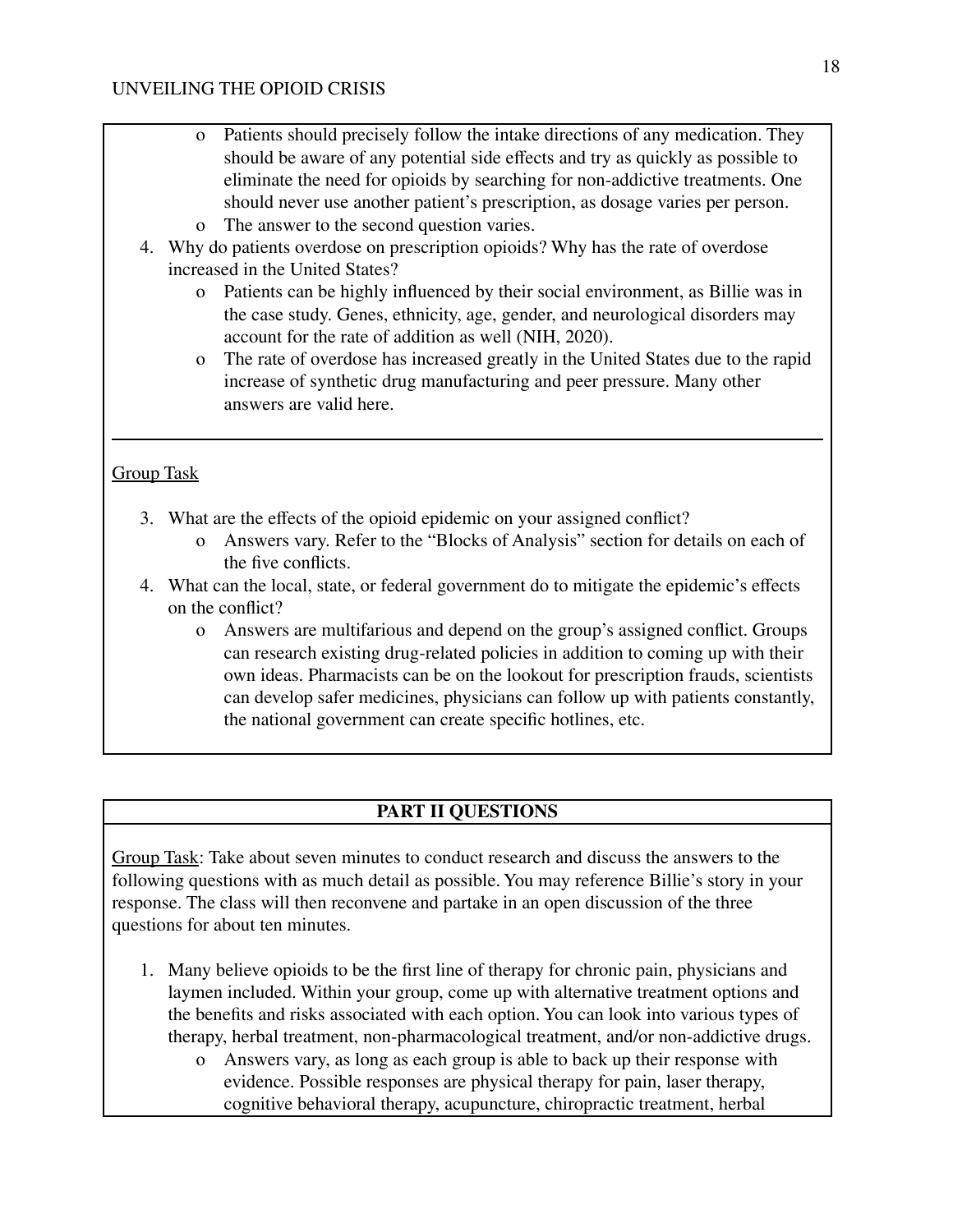- Patients should precisely follow the intake directions of any medication. They should be aware of any potential side effects and try as quickly as possible to eliminate the need for opioids by searching for non-addictive treatments. One should never use another patient's prescription, as dosage varies per person.
- The answer to the second question varies.

4. Why do patients overdose on prescription opioids? Why has the rate of overdose increased in the United States?
   - Patients can be highly influenced by their social environment, as Billie was in the case study. Genes, ethnicity, age, gender, and neurological disorders may account for the rate of addition as well (NIH, 2020).
   - The rate of overdose has increased greatly in the United States due to the rapid increase of synthetic drug manufacturing and peer pressure. Many other answers are valid here.

---

<u>Group Task</u>

3. What are the effects of the opioid epidemic on your assigned conflict?
   - Answers vary. Refer to the "Blocks of Analysis" section for details on each of the five conflicts.
4. What can the local, state, or federal government do to mitigate the epidemic's effects on the conflict?
   - Answers are multifarious and depend on the group's assigned conflict. Groups can research existing drug-related policies in addition to coming up with their own ideas. Pharmacists can be on the lookout for prescription frauds, scientists can develop safer medicines, physicians can follow up with patients constantly, the national government can create specific hotlines, etc.

**PART II QUESTIONS**

<u>Group Task</u>: Take about seven minutes to conduct research and discuss the answers to the following questions with as much detail as possible. You may reference Billie's story in your response. The class will then reconvene and partake in an open discussion of the three questions for about ten minutes.

1. Many believe opioids to be the first line of therapy for chronic pain, physicians and laymen included. Within your group, come up with alternative treatment options and the benefits and risks associated with each option. You can look into various types of therapy, herbal treatment, non-pharmacological treatment, and/or non-addictive drugs.
   - Answers vary, as long as each group is able to back up their response with evidence. Possible responses are physical therapy for pain, laser therapy, cognitive behavioral therapy, acupuncture, chiropractic treatment, herbal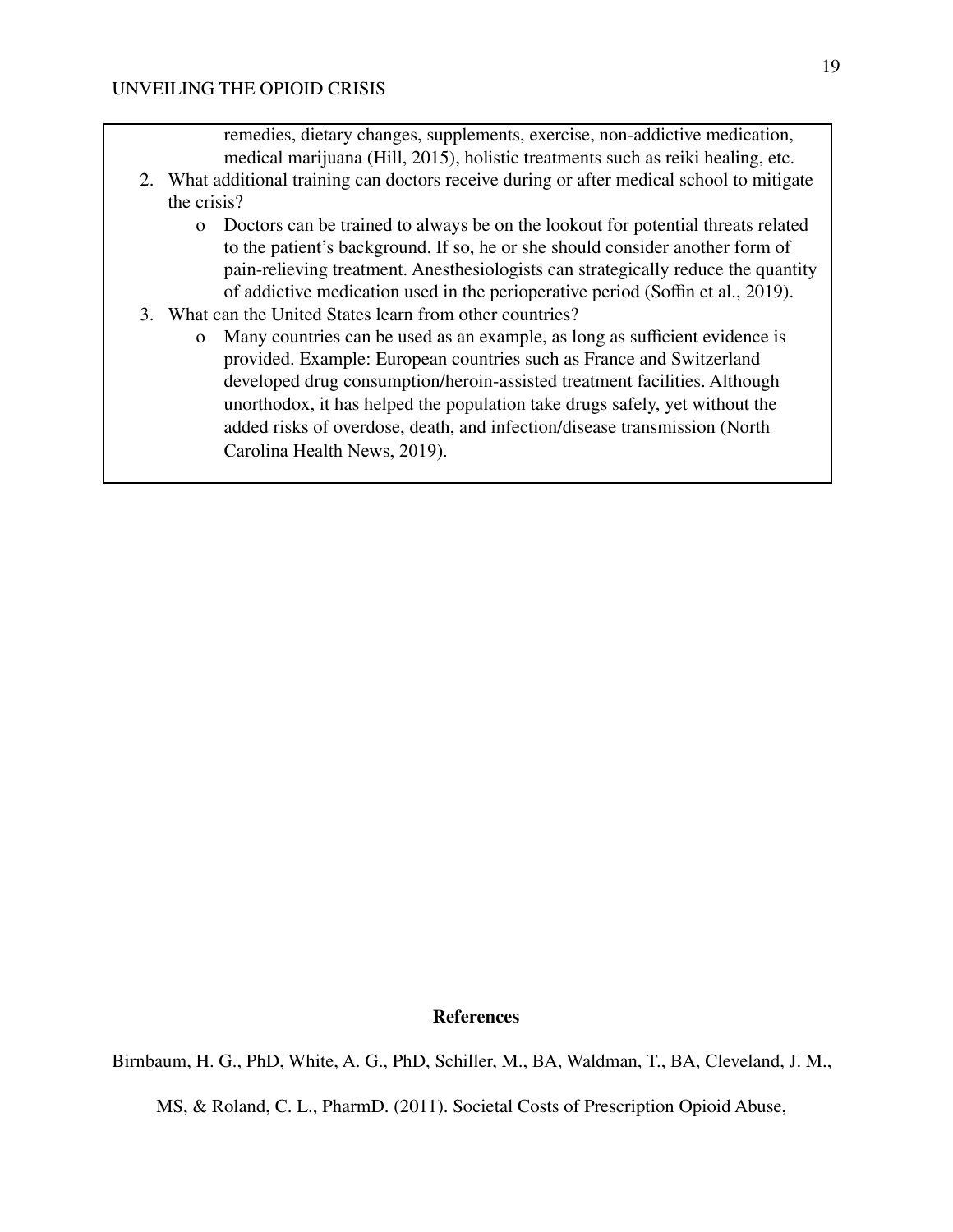remedies, dietary changes, supplements, exercise, non-addictive medication, medical marijuana (Hill, 2015), holistic treatments such as reiki healing, etc.

2. What additional training can doctors receive during or after medical school to mitigate the crisis?
   - Doctors can be trained to always be on the lookout for potential threats related to the patient's background. If so, he or she should consider another form of pain-relieving treatment. Anesthesiologists can strategically reduce the quantity of addictive medication used in the perioperative period (Soffin et al., 2019).
3. What can the United States learn from other countries?
   - Many countries can be used as an example, as long as sufficient evidence is provided. Example: European countries such as France and Switzerland developed drug consumption/heroin-assisted treatment facilities. Although unorthodox, it has helped the population take drugs safely, yet without the added risks of overdose, death, and infection/disease transmission (North Carolina Health News, 2019).

## References

Birnbaum, H. G., PhD, White, A. G., PhD, Schiller, M., BA, Waldman, T., BA, Cleveland, J. M., MS, & Roland, C. L., PharmD. (2011). Societal Costs of Prescription Opioid Abuse,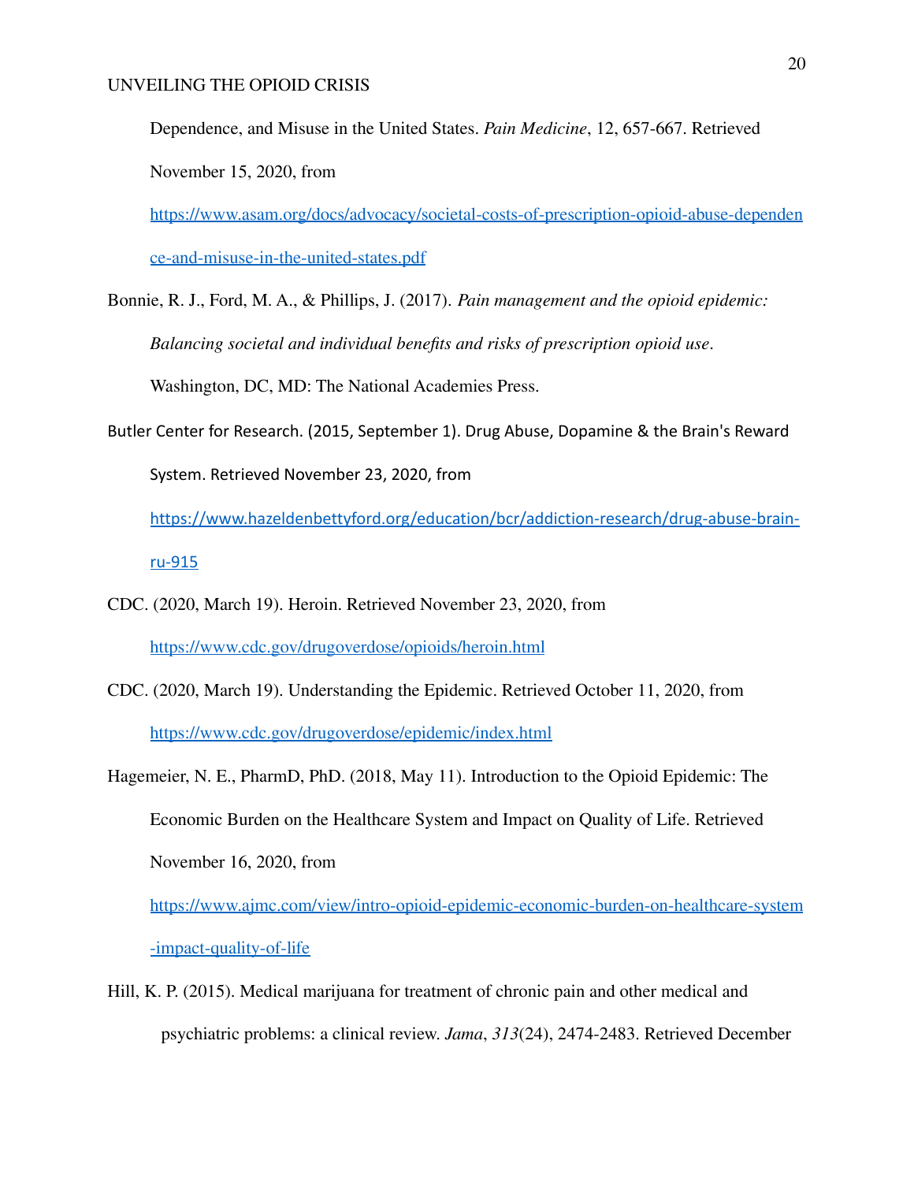Dependence, and Misuse in the United States. *Pain Medicine*, 12, 657-667. Retrieved November 15, 2020, from https://www.asam.org/docs/advocacy/societal-costs-of-prescription-opioid-abuse-dependence-and-misuse-in-the-united-states.pdf

Bonnie, R. J., Ford, M. A., & Phillips, J. (2017). *Pain management and the opioid epidemic: Balancing societal and individual benefits and risks of prescription opioid use*. Washington, DC, MD: The National Academies Press.

Butler Center for Research. (2015, September 1). Drug Abuse, Dopamine & the Brain's Reward System. Retrieved November 23, 2020, from https://www.hazeldenbettyford.org/education/bcr/addiction-research/drug-abuse-brain-ru-915

CDC. (2020, March 19). Heroin. Retrieved November 23, 2020, from https://www.cdc.gov/drugoverdose/opioids/heroin.html

CDC. (2020, March 19). Understanding the Epidemic. Retrieved October 11, 2020, from https://www.cdc.gov/drugoverdose/epidemic/index.html

Hagemeier, N. E., PharmD, PhD. (2018, May 11). Introduction to the Opioid Epidemic: The Economic Burden on the Healthcare System and Impact on Quality of Life. Retrieved November 16, 2020, from https://www.ajmc.com/view/intro-opioid-epidemic-economic-burden-on-healthcare-system-impact-quality-of-life

Hill, K. P. (2015). Medical marijuana for treatment of chronic pain and other medical and psychiatric problems: a clinical review. *Jama*, *313*(24), 2474-2483. Retrieved December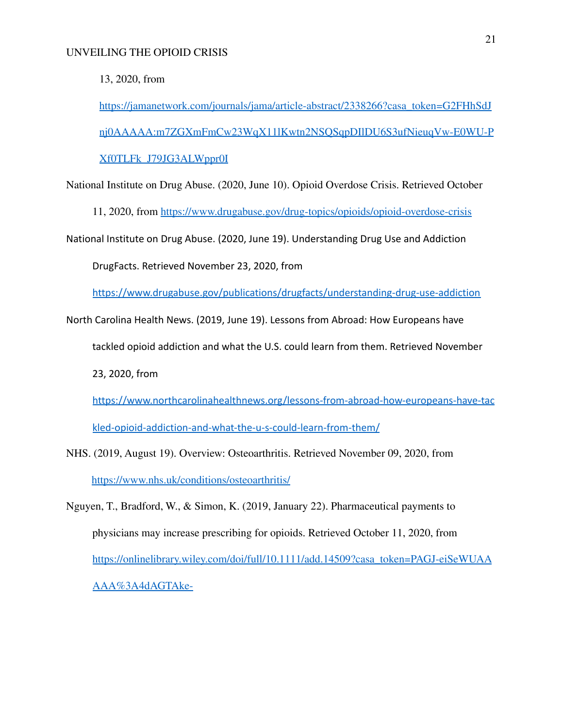13, 2020, from https://jamanetwork.com/journals/jama/article-abstract/2338266?casa_token=G2FHhSdJnj0AAAAA:m7ZGXmFmCw23WqX11lKwtn2NSQSqpDIlDU6S3ufNieuqVw-E0WU-PXf0TLFk_J79JG3ALWppr0I

National Institute on Drug Abuse. (2020, June 10). Opioid Overdose Crisis. Retrieved October 11, 2020, from https://www.drugabuse.gov/drug-topics/opioids/opioid-overdose-crisis

National Institute on Drug Abuse. (2020, June 19). Understanding Drug Use and Addiction DrugFacts. Retrieved November 23, 2020, from https://www.drugabuse.gov/publications/drugfacts/understanding-drug-use-addiction

North Carolina Health News. (2019, June 19). Lessons from Abroad: How Europeans have tackled opioid addiction and what the U.S. could learn from them. Retrieved November 23, 2020, from https://www.northcarolinahealthnews.org/lessons-from-abroad-how-europeans-have-tackled-opioid-addiction-and-what-the-u-s-could-learn-from-them/

NHS. (2019, August 19). Overview: Osteoarthritis. Retrieved November 09, 2020, from https://www.nhs.uk/conditions/osteoarthritis/

Nguyen, T., Bradford, W., & Simon, K. (2019, January 22). Pharmaceutical payments to physicians may increase prescribing for opioids. Retrieved October 11, 2020, from https://onlinelibrary.wiley.com/doi/full/10.1111/add.14509?casa_token=PAGJ-eiSeWUAAAAA%3A4dAGTAke-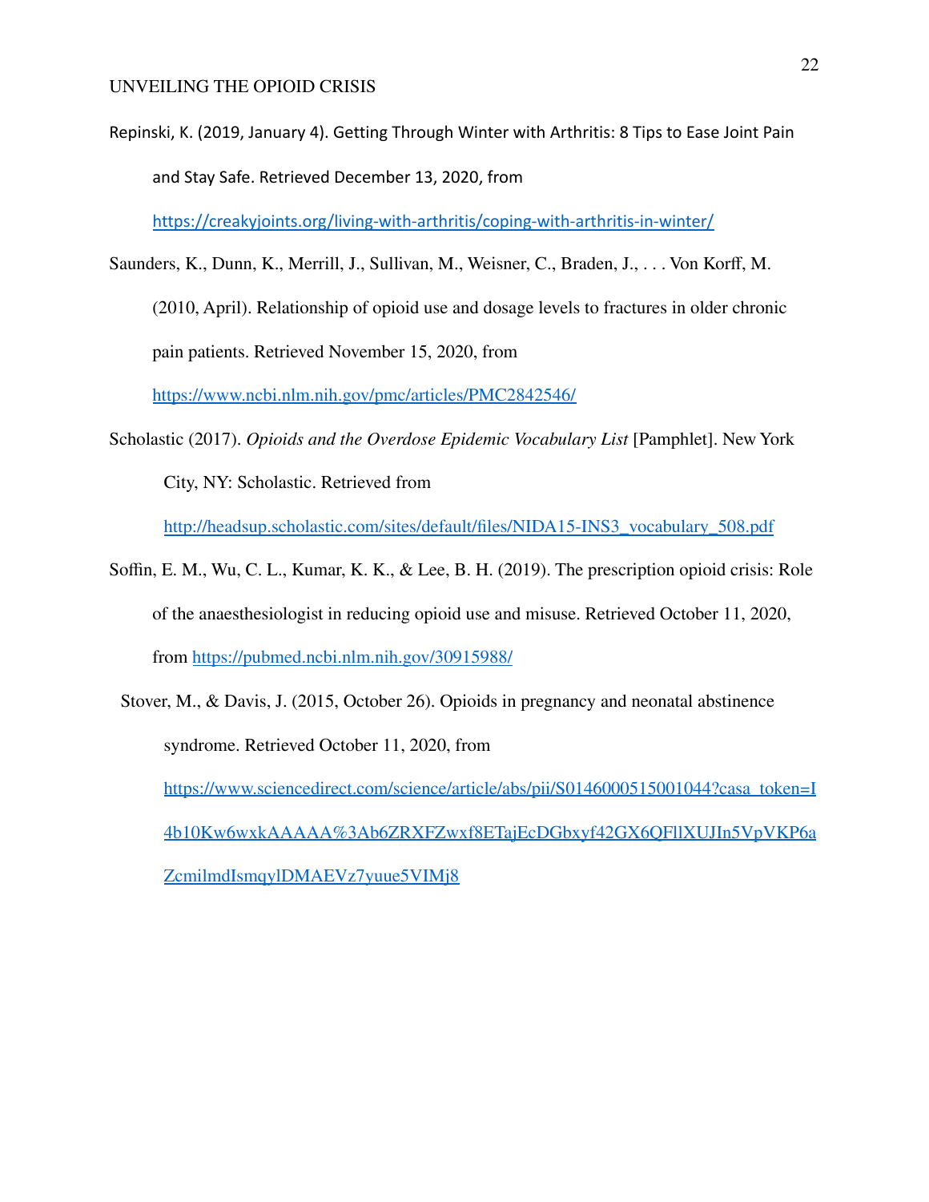Repinski, K. (2019, January 4). Getting Through Winter with Arthritis: 8 Tips to Ease Joint Pain and Stay Safe. Retrieved December 13, 2020, from https://creakyjoints.org/living-with-arthritis/coping-with-arthritis-in-winter/

Saunders, K., Dunn, K., Merrill, J., Sullivan, M., Weisner, C., Braden, J., . . . Von Korff, M. (2010, April). Relationship of opioid use and dosage levels to fractures in older chronic pain patients. Retrieved November 15, 2020, from https://www.ncbi.nlm.nih.gov/pmc/articles/PMC2842546/

Scholastic (2017). *Opioids and the Overdose Epidemic Vocabulary List* [Pamphlet]. New York City, NY: Scholastic. Retrieved from http://headsup.scholastic.com/sites/default/files/NIDA15-INS3_vocabulary_508.pdf

Soffin, E. M., Wu, C. L., Kumar, K. K., & Lee, B. H. (2019). The prescription opioid crisis: Role of the anaesthesiologist in reducing opioid use and misuse. Retrieved October 11, 2020, from https://pubmed.ncbi.nlm.nih.gov/30915988/

Stover, M., & Davis, J. (2015, October 26). Opioids in pregnancy and neonatal abstinence syndrome. Retrieved October 11, 2020, from https://www.sciencedirect.com/science/article/abs/pii/S0146000515001044?casa_token=I4b10Kw6wxkAAAAA%3Ab6ZRXFZwxf8ETajEcDGbxyf42GX6QFllXUJIn5VpVKP6aZcmilmdIsmqylDMAEVz7yuue5VIMj8